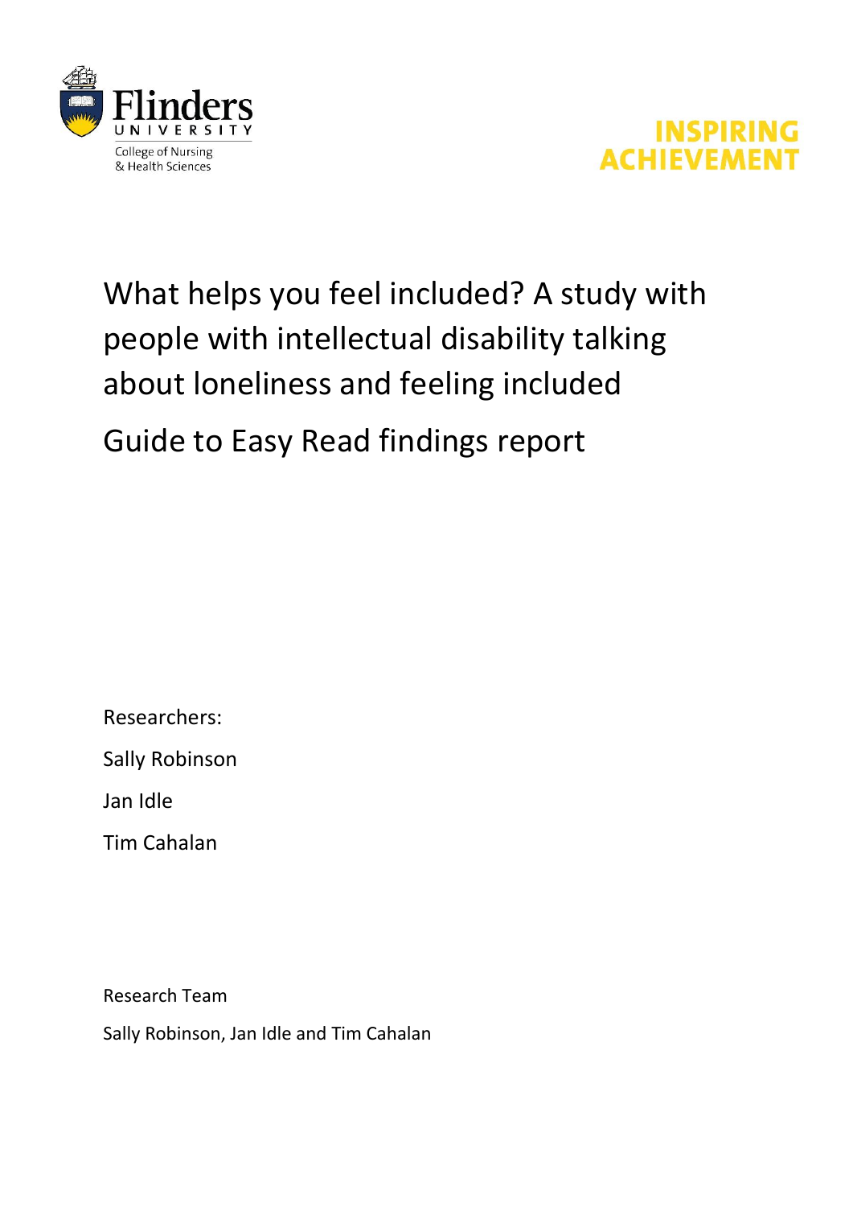Flinders UNIVERSITY

College of Nursing & Health Sciences

INSPIRING ACHIEVEMENT

# What helps you feel included? A study with people with intellectual disability talking about loneliness and feeling included

## Guide to Easy Read findings report

Researchers:

Sally Robinson

Jan Idle

Tim Cahalan

Research Team

Sally Robinson, Jan Idle and Tim Cahalan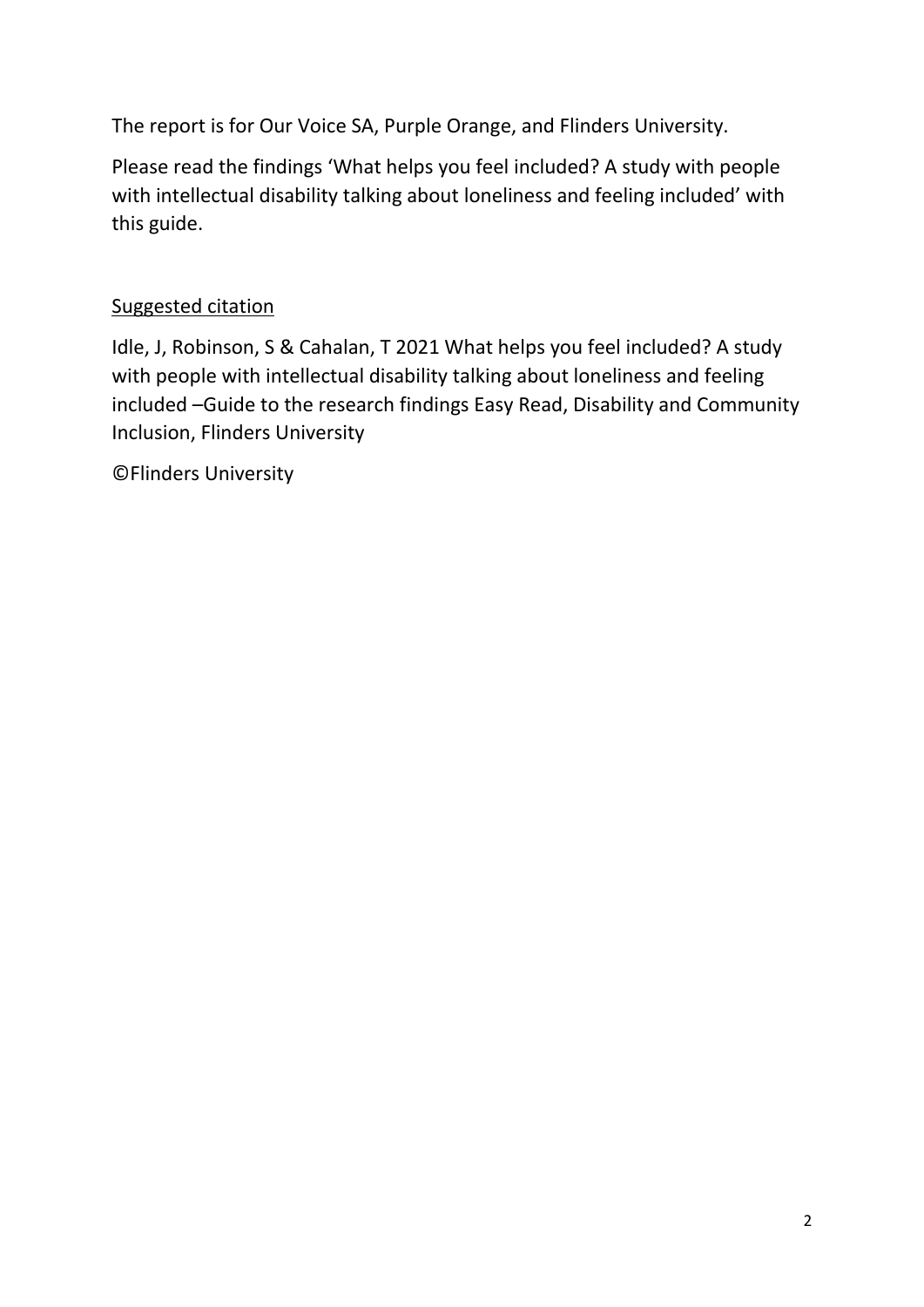The report is for Our Voice SA, Purple Orange, and Flinders University.

Please read the findings 'What helps you feel included? A study with people with intellectual disability talking about loneliness and feeling included' with this guide.

<u>Suggested citation</u>

Idle, J, Robinson, S & Cahalan, T 2021 What helps you feel included? A study with people with intellectual disability talking about loneliness and feeling included –Guide to the research findings Easy Read, Disability and Community Inclusion, Flinders University

©Flinders University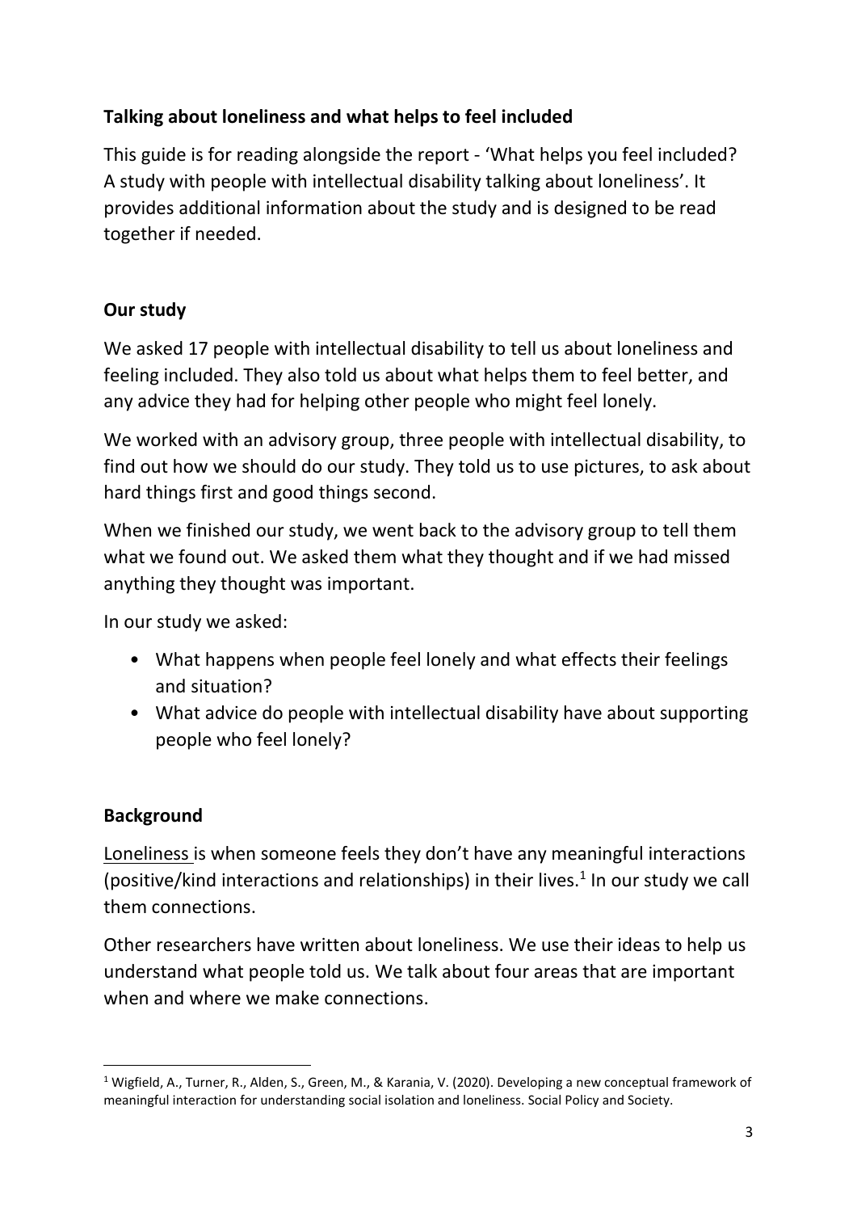## Talking about loneliness and what helps to feel included

This guide is for reading alongside the report - 'What helps you feel included? A study with people with intellectual disability talking about loneliness'. It provides additional information about the study and is designed to be read together if needed.

## Our study

We asked 17 people with intellectual disability to tell us about loneliness and feeling included. They also told us about what helps them to feel better, and any advice they had for helping other people who might feel lonely.

We worked with an advisory group, three people with intellectual disability, to find out how we should do our study. They told us to use pictures, to ask about hard things first and good things second.

When we finished our study, we went back to the advisory group to tell them what we found out. We asked them what they thought and if we had missed anything they thought was important.

In our study we asked:

- What happens when people feel lonely and what effects their feelings and situation?
- What advice do people with intellectual disability have about supporting people who feel lonely?

## Background

Loneliness is when someone feels they don't have any meaningful interactions (positive/kind interactions and relationships) in their lives.[1] In our study we call them connections.

Other researchers have written about loneliness. We use their ideas to help us understand what people told us. We talk about four areas that are important when and where we make connections.

---

[1] Wigfield, A., Turner, R., Alden, S., Green, M., & Karania, V. (2020). Developing a new conceptual framework of meaningful interaction for understanding social isolation and loneliness. Social Policy and Society.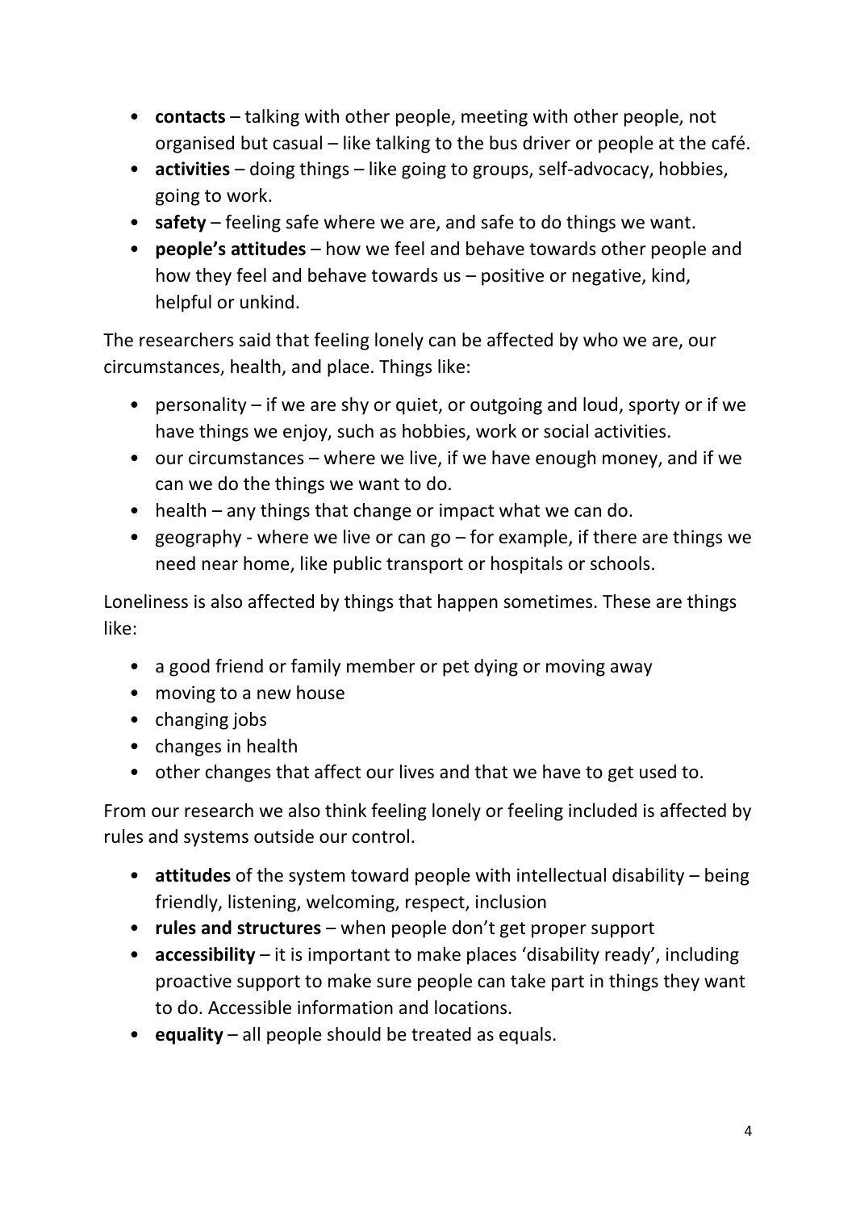- **contacts** – talking with other people, meeting with other people, not organised but casual – like talking to the bus driver or people at the café.
- **activities** – doing things – like going to groups, self-advocacy, hobbies, going to work.
- **safety** – feeling safe where we are, and safe to do things we want.
- **people's attitudes** – how we feel and behave towards other people and how they feel and behave towards us – positive or negative, kind, helpful or unkind.

The researchers said that feeling lonely can be affected by who we are, our circumstances, health, and place. Things like:

- personality – if we are shy or quiet, or outgoing and loud, sporty or if we have things we enjoy, such as hobbies, work or social activities.
- our circumstances – where we live, if we have enough money, and if we can we do the things we want to do.
- health – any things that change or impact what we can do.
- geography - where we live or can go – for example, if there are things we need near home, like public transport or hospitals or schools.

Loneliness is also affected by things that happen sometimes. These are things like:

- a good friend or family member or pet dying or moving away
- moving to a new house
- changing jobs
- changes in health
- other changes that affect our lives and that we have to get used to.

From our research we also think feeling lonely or feeling included is affected by rules and systems outside our control.

- **attitudes** of the system toward people with intellectual disability – being friendly, listening, welcoming, respect, inclusion
- **rules and structures** – when people don't get proper support
- **accessibility** – it is important to make places 'disability ready', including proactive support to make sure people can take part in things they want to do. Accessible information and locations.
- **equality** – all people should be treated as equals.